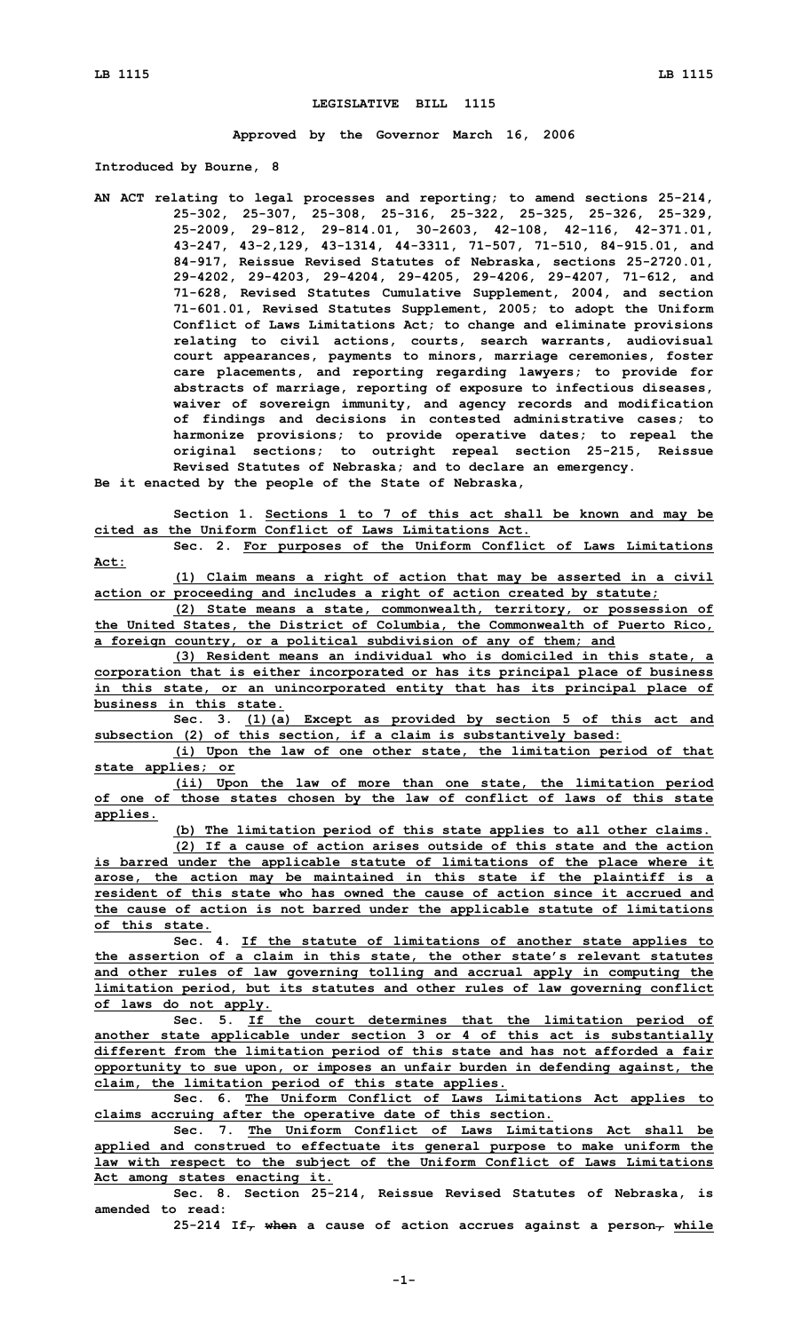# LEGISLATIVE BILL 1115

**Approved by the Governor March 16, 2006**

**Introduced by Bourne, 8**

**AN ACT relating to legal processes and reporting; to amend sections 25-214, 25-302, 25-307, 25-308, 25-316, 25-322, 25-325, 25-326, 25-329, 25-2009, 29-812, 29-814.01, 30-2603, 42-108, 42-116, 42-371.01, 43-247, 43-2,129, 43-1314, 44-3311, 71-507, 71-510, 84-915.01, and 84-917, Reissue Revised Statutes of Nebraska, sections 25-2720.01, 29-4202, 29-4203, 29-4204, 29-4205, 29-4206, 29-4207, 71-612, and 71-628, Revised Statutes Cumulative Supplement, 2004, and section 71-601.01, Revised Statutes Supplement, 2005; to adopt the Uniform Conflict of Laws Limitations Act; to change and eliminate provisions relating to civil actions, courts, search warrants, audiovisual court appearances, payments to minors, marriage ceremonies, foster care placements, and reporting regarding lawyers; to provide for abstracts of marriage, reporting of exposure to infectious diseases, waiver of sovereign immunity, and agency records and modification of findings and decisions in contested administrative cases; to harmonize provisions; to provide operative dates; to repeal the original sections; to outright repeal section 25-215, Reissue Revised Statutes of Nebraska; and to declare an emergency.**

**Be it enacted by the people of the State of Nebraska,**

**Section 1. Sections 1 to 7 of this act shall be known and may be cited as the Uniform Conflict of Laws Limitations Act.**

**Sec. 2. For purposes of the Uniform Conflict of Laws Limitations Act:**

**(1) Claim means a right of action that may be asserted in a civil action or proceeding and includes a right of action created by statute;**

**(2) State means a state, commonwealth, territory, or possession of the United States, the District of Columbia, the Commonwealth of Puerto Rico, a foreign country, or a political subdivision of any of them; and**

**(3) Resident means an individual who is domiciled in this state, a corporation that is either incorporated or has its principal place of business in this state, or an unincorporated entity that has its principal place of business in this state.**

**Sec. 3. (1)(a) Except as provided by section 5 of this act and subsection (2) of this section, if a claim is substantively based:**

**(i) Upon the law of one other state, the limitation period of that state applies; or**

**(ii) Upon the law of more than one state, the limitation period of one of those states chosen by the law of conflict of laws of this state applies.**

**(b) The limitation period of this state applies to all other claims.**

**(2) If a cause of action arises outside of this state and the action is barred under the applicable statute of limitations of the place where it arose, the action may be maintained in this state if the plaintiff is a resident of this state who has owned the cause of action since it accrued and the cause of action is not barred under the applicable statute of limitations of this state.**

**Sec. 4. If the statute of limitations of another state applies to the assertion of a claim in this state, the other state's relevant statutes and other rules of law governing tolling and accrual apply in computing the limitation period, but its statutes and other rules of law governing conflict of laws do not apply.**

**Sec. 5. If the court determines that the limitation period of another state applicable under section 3 or 4 of this act is substantially different from the limitation period of this state and has not afforded a fair opportunity to sue upon, or imposes an unfair burden in defending against, the claim, the limitation period of this state applies.**

**Sec. 6. The Uniform Conflict of Laws Limitations Act applies to claims accruing after the operative date of this section.**

**Sec. 7. The Uniform Conflict of Laws Limitations Act shall be applied and construed to effectuate its general purpose to make uniform the law with respect to the subject of the Uniform Conflict of Laws Limitations Act among states enacting it.**

**Sec. 8. Section 25-214, Reissue Revised Statutes of Nebraska, is amended to read:**

**25-214 If, ~~when~~ a cause of action accrues against a person, while**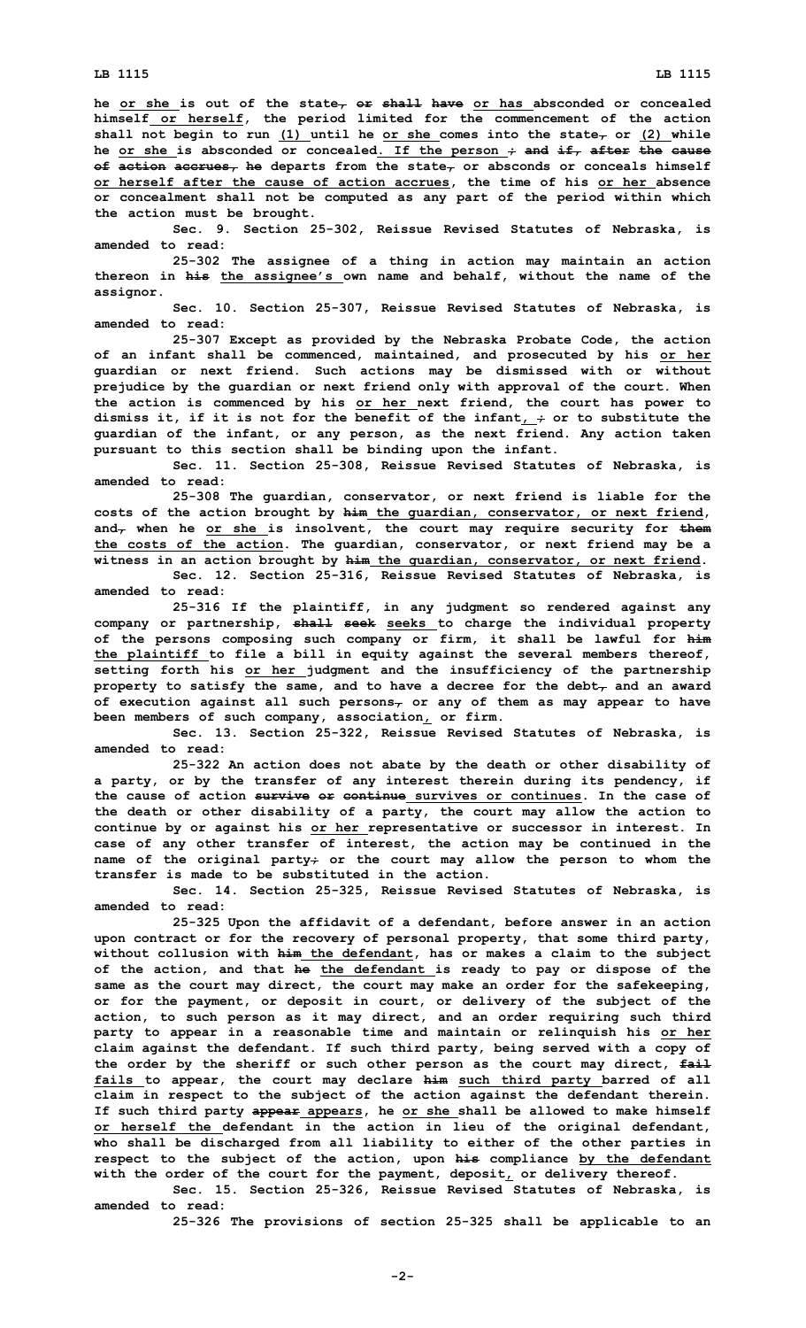he or she is out of the state, or shall have or has absconded or concealed himself or herself, the period limited for the commencement of the action shall not begin to run (1) until he or she comes into the state, or (2) while he or she is absconded or concealed. If the person ; and if, after the cause of action accrues, he departs from the state, or absconds or conceals himself or herself after the cause of action accrues, the time of his or her absence or concealment shall not be computed as any part of the period within which the action must be brought.

Sec. 9. Section 25-302, Reissue Revised Statutes of Nebraska, is amended to read:

25-302 The assignee of a thing in action may maintain an action thereon in his the assignee's own name and behalf, without the name of the assignor.

Sec. 10. Section 25-307, Reissue Revised Statutes of Nebraska, is amended to read:

25-307 Except as provided by the Nebraska Probate Code, the action of an infant shall be commenced, maintained, and prosecuted by his or her guardian or next friend. Such actions may be dismissed with or without prejudice by the guardian or next friend only with approval of the court. When the action is commenced by his or her next friend, the court has power to dismiss it, if it is not for the benefit of the infant, ; or to substitute the guardian of the infant, or any person, as the next friend. Any action taken pursuant to this section shall be binding upon the infant.

Sec. 11. Section 25-308, Reissue Revised Statutes of Nebraska, is amended to read:

25-308 The guardian, conservator, or next friend is liable for the costs of the action brought by him the guardian, conservator, or next friend, and, when he or she is insolvent, the court may require security for them the costs of the action. The guardian, conservator, or next friend may be a witness in an action brought by him the guardian, conservator, or next friend.

Sec. 12. Section 25-316, Reissue Revised Statutes of Nebraska, is amended to read:

25-316 If the plaintiff, in any judgment so rendered against any company or partnership, shall seek seeks to charge the individual property of the persons composing such company or firm, it shall be lawful for him the plaintiff to file a bill in equity against the several members thereof, setting forth his or her judgment and the insufficiency of the partnership property to satisfy the same, and to have a decree for the debt, and an award of execution against all such persons, or any of them as may appear to have been members of such company, association, or firm.

Sec. 13. Section 25-322, Reissue Revised Statutes of Nebraska, is amended to read:

25-322 An action does not abate by the death or other disability of a party, or by the transfer of any interest therein during its pendency, if the cause of action survive or continue survives or continues. In the case of the death or other disability of a party, the court may allow the action to continue by or against his or her representative or successor in interest. In case of any other transfer of interest, the action may be continued in the name of the original party; or the court may allow the person to whom the transfer is made to be substituted in the action.

Sec. 14. Section 25-325, Reissue Revised Statutes of Nebraska, is amended to read:

25-325 Upon the affidavit of a defendant, before answer in an action upon contract or for the recovery of personal property, that some third party, without collusion with him the defendant, has or makes a claim to the subject of the action, and that he the defendant is ready to pay or dispose of the same as the court may direct, the court may make an order for the safekeeping, or for the payment, or deposit in court, or delivery of the subject of the action, to such person as it may direct, and an order requiring such third party to appear in a reasonable time and maintain or relinquish his or her claim against the defendant. If such third party, being served with a copy of the order by the sheriff or such other person as the court may direct, fail fails to appear, the court may declare him such third party barred of all claim in respect to the subject of the action against the defendant therein. If such third party appear appears, he or she shall be allowed to make himself or herself the defendant in the action in lieu of the original defendant, who shall be discharged from all liability to either of the other parties in respect to the subject of the action, upon his compliance by the defendant with the order of the court for the payment, deposit, or delivery thereof.

Sec. 15. Section 25-326, Reissue Revised Statutes of Nebraska, is amended to read:

25-326 The provisions of section 25-325 shall be applicable to an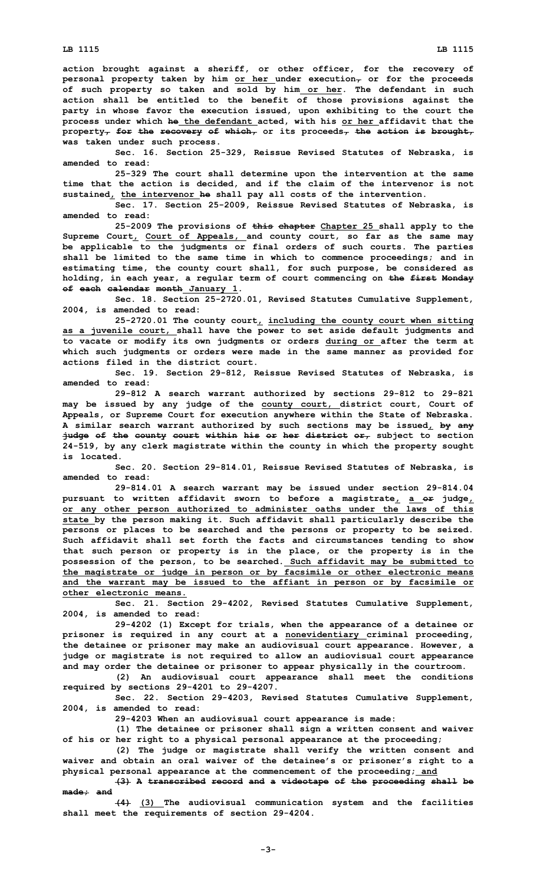action brought against a sheriff, or other officer, for the recovery of personal property taken by him or her under execution, or for the proceeds of such property so taken and sold by him or her. The defendant in such action shall be entitled to the benefit of those provisions against the party in whose favor the execution issued, upon exhibiting to the court the process under which he the defendant acted, with his or her affidavit that the property, for the recovery of which, or its proceeds, the action is brought, was taken under such process.

Sec. 16. Section 25-329, Reissue Revised Statutes of Nebraska, is amended to read:

25-329 The court shall determine upon the intervention at the same time that the action is decided, and if the claim of the intervenor is not sustained, the intervenor he shall pay all costs of the intervention.

Sec. 17. Section 25-2009, Reissue Revised Statutes of Nebraska, is amended to read:

25-2009 The provisions of this chapter Chapter 25 shall apply to the Supreme Court, Court of Appeals, and county court, so far as the same may be applicable to the judgments or final orders of such courts. The parties shall be limited to the same time in which to commence proceedings; and in estimating time, the county court shall, for such purpose, be considered as holding, in each year, a regular term of court commencing on the first Monday of each calendar month January 1.

Sec. 18. Section 25-2720.01, Revised Statutes Cumulative Supplement, 2004, is amended to read:

25-2720.01 The county court, including the county court when sitting as a juvenile court, shall have the power to set aside default judgments and to vacate or modify its own judgments or orders during or after the term at which such judgments or orders were made in the same manner as provided for actions filed in the district court.

Sec. 19. Section 29-812, Reissue Revised Statutes of Nebraska, is amended to read:

29-812 A search warrant authorized by sections 29-812 to 29-821 may be issued by any judge of the county court, district court, Court of Appeals, or Supreme Court for execution anywhere within the State of Nebraska. A similar search warrant authorized by such sections may be issued, by any judge of the county court within his or her district or, subject to section 24-519, by any clerk magistrate within the county in which the property sought is located.

Sec. 20. Section 29-814.01, Reissue Revised Statutes of Nebraska, is amended to read:

29-814.01 A search warrant may be issued under section 29-814.04 pursuant to written affidavit sworn to before a magistrate, a or judge, or any other person authorized to administer oaths under the laws of this state by the person making it. Such affidavit shall particularly describe the persons or places to be searched and the persons or property to be seized. Such affidavit shall set forth the facts and circumstances tending to show that such person or property is in the place, or the property is in the possession of the person, to be searched. Such affidavit may be submitted to the magistrate or judge in person or by facsimile or other electronic means and the warrant may be issued to the affiant in person or by facsimile or other electronic means.

Sec. 21. Section 29-4202, Revised Statutes Cumulative Supplement, 2004, is amended to read:

29-4202 (1) Except for trials, when the appearance of a detainee or prisoner is required in any court at a nonevidentiary criminal proceeding, the detainee or prisoner may make an audiovisual court appearance. However, a judge or magistrate is not required to allow an audiovisual court appearance and may order the detainee or prisoner to appear physically in the courtroom.

(2) An audiovisual court appearance shall meet the conditions required by sections 29-4201 to 29-4207.

Sec. 22. Section 29-4203, Revised Statutes Cumulative Supplement, 2004, is amended to read:

29-4203 When an audiovisual court appearance is made:

(1) The detainee or prisoner shall sign a written consent and waiver of his or her right to a physical personal appearance at the proceeding;

(2) The judge or magistrate shall verify the written consent and waiver and obtain an oral waiver of the detainee's or prisoner's right to a physical personal appearance at the commencement of the proceeding; and

~~(3) A transcribed record and a videotape of the proceeding shall be made; and~~

~~(4)~~ (3) The audiovisual communication system and the facilities shall meet the requirements of section 29-4204.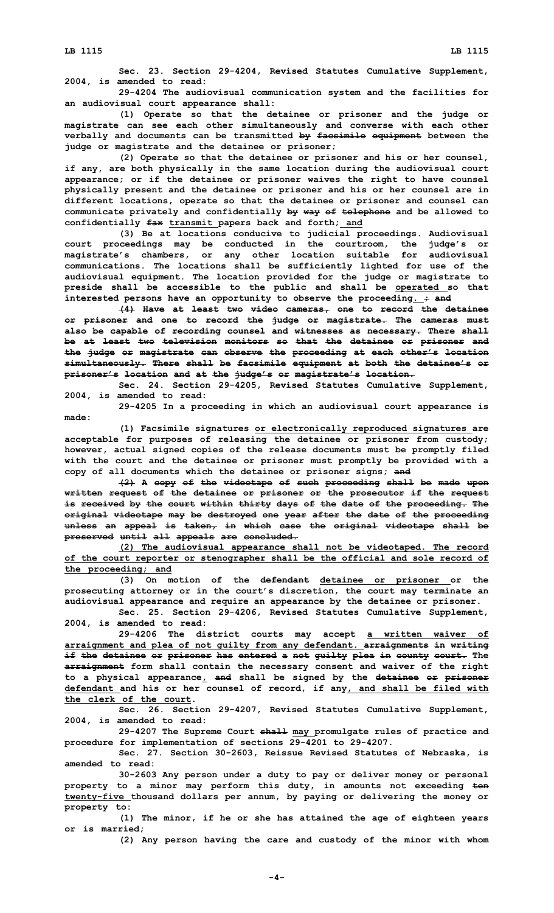Sec. 23. Section 29-4204, Revised Statutes Cumulative Supplement, 2004, is amended to read:

29-4204 The audiovisual communication system and the facilities for an audiovisual court appearance shall:

(1) Operate so that the detainee or prisoner and the judge or magistrate can see each other simultaneously and converse with each other verbally and documents can be transmitted ~~by facsimile equipment~~ between the judge or magistrate and the detainee or prisoner;

(2) Operate so that the detainee or prisoner and his or her counsel, if any, are both physically in the same location during the audiovisual court appearance; or if the detainee or prisoner waives the right to have counsel physically present and the detainee or prisoner and his or her counsel are in different locations, operate so that the detainee or prisoner and counsel can communicate privately and confidentially ~~by way of telephone~~ and be allowed to confidentially ~~fax~~ <u>transmit</u> papers back and forth;<u> and</u>

(3) Be at locations conducive to judicial proceedings. Audiovisual court proceedings may be conducted in the courtroom, the judge's or magistrate's chambers, or any other location suitable for audiovisual communications. The locations shall be sufficiently lighted for use of the audiovisual equipment. The location provided for the judge or magistrate to preside shall be accessible to the public and shall be <u>operated</u> so that interested persons have an opportunity to observe the proceeding<u>.</u> ~~; and~~

~~(4) Have at least two video cameras, one to record the detainee or prisoner and one to record the judge or magistrate. The cameras must also be capable of recording counsel and witnesses as necessary. There shall be at least two television monitors so that the detainee or prisoner and the judge or magistrate can observe the proceeding at each other's location simultaneously. There shall be facsimile equipment at both the detainee's or prisoner's location and at the judge's or magistrate's location.~~

Sec. 24. Section 29-4205, Revised Statutes Cumulative Supplement, 2004, is amended to read:

29-4205 In a proceeding in which an audiovisual court appearance is made:

(1) Facsimile signatures <u>or electronically reproduced signatures</u> are acceptable for purposes of releasing the detainee or prisoner from custody; however, actual signed copies of the release documents must be promptly filed with the court and the detainee or prisoner must promptly be provided with a copy of all documents which the detainee or prisoner signs; ~~and~~

~~(2) A copy of the videotape of such proceeding shall be made upon written request of the detainee or prisoner or the prosecutor if the request is received by the court within thirty days of the date of the proceeding. The original videotape may be destroyed one year after the date of the proceeding unless an appeal is taken, in which case the original videotape shall be preserved until all appeals are concluded.~~

<u>(2) The audiovisual appearance shall not be videotaped. The record of the court reporter or stenographer shall be the official and sole record of the proceeding; and</u>

(3) On motion of the ~~defendant~~ <u>detainee or prisoner</u> or the prosecuting attorney or in the court's discretion, the court may terminate an audiovisual appearance and require an appearance by the detainee or prisoner.

Sec. 25. Section 29-4206, Revised Statutes Cumulative Supplement, 2004, is amended to read:

29-4206 The district courts may accept <u>a written waiver of arraignment and plea of not guilty from any defendant.</u> ~~arraignments in writing if the detainee or prisoner has entered a not guilty plea in county court.~~ The ~~arraignment~~ form shall contain the necessary consent and waiver of the right to a physical appearance<u>,</u> ~~and~~ shall be signed by the ~~detainee or prisoner~~ <u>defendant</u> and his or her counsel of record, if any<u>, and shall be filed with the clerk of the court</u>.

Sec. 26. Section 29-4207, Revised Statutes Cumulative Supplement, 2004, is amended to read:

29-4207 The Supreme Court ~~shall~~ <u>may</u> promulgate rules of practice and procedure for implementation of sections 29-4201 to 29-4207.

Sec. 27. Section 30-2603, Reissue Revised Statutes of Nebraska, is amended to read:

30-2603 Any person under a duty to pay or deliver money or personal property to a minor may perform this duty, in amounts not exceeding ~~ten~~ <u>twenty-five</u> thousand dollars per annum, by paying or delivering the money or property to:

(1) The minor, if he or she has attained the age of eighteen years or is married;

(2) Any person having the care and custody of the minor with whom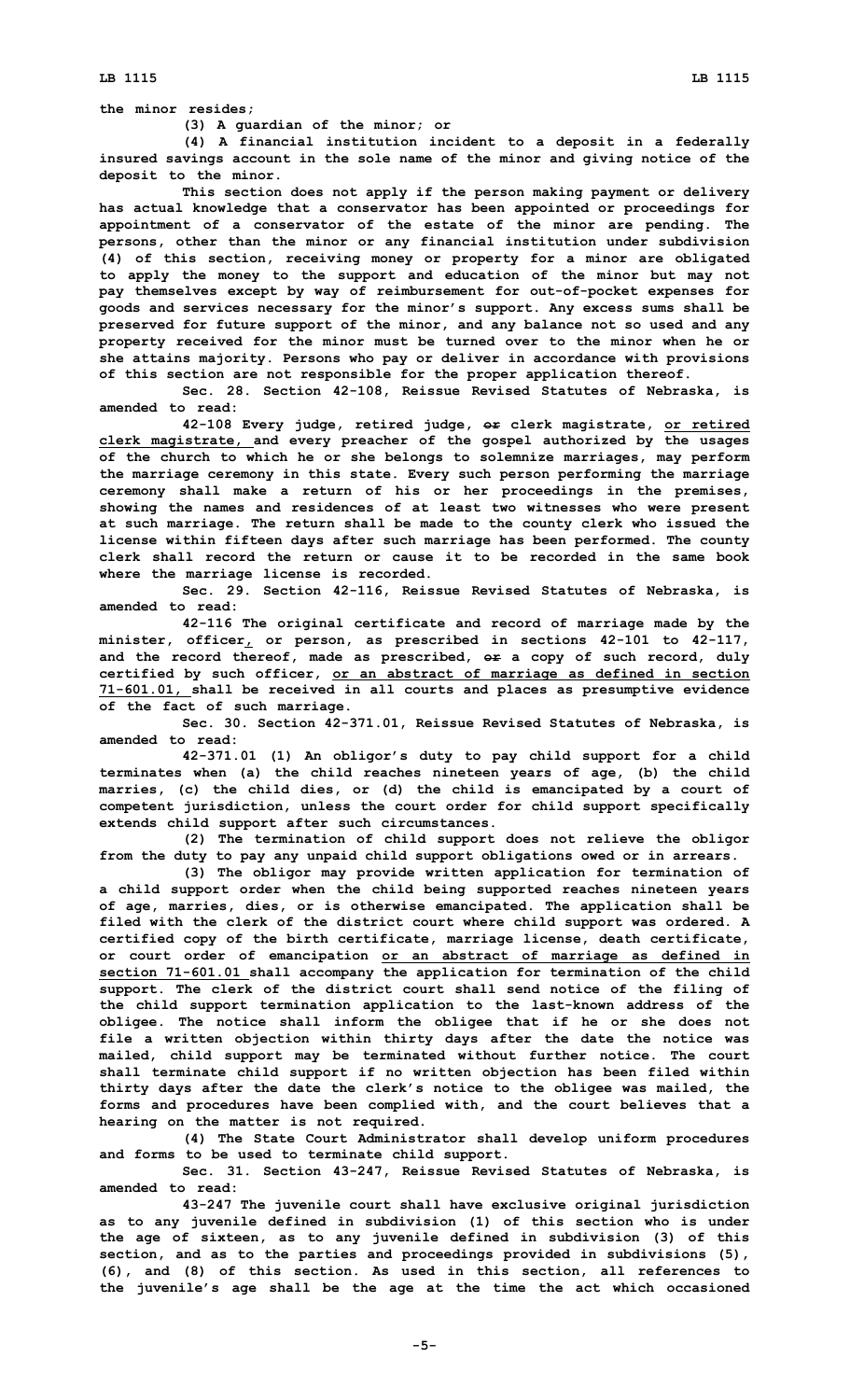the minor resides;

(3) A guardian of the minor; or

(4) A financial institution incident to a deposit in a federally insured savings account in the sole name of the minor and giving notice of the deposit to the minor.

This section does not apply if the person making payment or delivery has actual knowledge that a conservator has been appointed or proceedings for appointment of a conservator of the estate of the minor are pending. The persons, other than the minor or any financial institution under subdivision (4) of this section, receiving money or property for a minor are obligated to apply the money to the support and education of the minor but may not pay themselves except by way of reimbursement for out-of-pocket expenses for goods and services necessary for the minor's support. Any excess sums shall be preserved for future support of the minor, and any balance not so used and any property received for the minor must be turned over to the minor when he or she attains majority. Persons who pay or deliver in accordance with provisions of this section are not responsible for the proper application thereof.

Sec. 28. Section 42-108, Reissue Revised Statutes of Nebraska, is amended to read:

42-108 Every judge, retired judge, ~~or~~ clerk magistrate, or retired clerk magistrate, and every preacher of the gospel authorized by the usages of the church to which he or she belongs to solemnize marriages, may perform the marriage ceremony in this state. Every such person performing the marriage ceremony shall make a return of his or her proceedings in the premises, showing the names and residences of at least two witnesses who were present at such marriage. The return shall be made to the county clerk who issued the license within fifteen days after such marriage has been performed. The county clerk shall record the return or cause it to be recorded in the same book where the marriage license is recorded.

Sec. 29. Section 42-116, Reissue Revised Statutes of Nebraska, is amended to read:

42-116 The original certificate and record of marriage made by the minister, officer, or person, as prescribed in sections 42-101 to 42-117, and the record thereof, made as prescribed, ~~or~~ a copy of such record, duly certified by such officer, or an abstract of marriage as defined in section 71-601.01, shall be received in all courts and places as presumptive evidence of the fact of such marriage.

Sec. 30. Section 42-371.01, Reissue Revised Statutes of Nebraska, is amended to read:

42-371.01 (1) An obligor's duty to pay child support for a child terminates when (a) the child reaches nineteen years of age, (b) the child marries, (c) the child dies, or (d) the child is emancipated by a court of competent jurisdiction, unless the court order for child support specifically extends child support after such circumstances.

(2) The termination of child support does not relieve the obligor from the duty to pay any unpaid child support obligations owed or in arrears.

(3) The obligor may provide written application for termination of a child support order when the child being supported reaches nineteen years of age, marries, dies, or is otherwise emancipated. The application shall be filed with the clerk of the district court where child support was ordered. A certified copy of the birth certificate, marriage license, death certificate, or court order of emancipation or an abstract of marriage as defined in section 71-601.01 shall accompany the application for termination of the child support. The clerk of the district court shall send notice of the filing of the child support termination application to the last-known address of the obligee. The notice shall inform the obligee that if he or she does not file a written objection within thirty days after the date the notice was mailed, child support may be terminated without further notice. The court shall terminate child support if no written objection has been filed within thirty days after the date the clerk's notice to the obligee was mailed, the forms and procedures have been complied with, and the court believes that a hearing on the matter is not required.

(4) The State Court Administrator shall develop uniform procedures and forms to be used to terminate child support.

Sec. 31. Section 43-247, Reissue Revised Statutes of Nebraska, is amended to read:

43-247 The juvenile court shall have exclusive original jurisdiction as to any juvenile defined in subdivision (1) of this section who is under the age of sixteen, as to any juvenile defined in subdivision (3) of this section, and as to the parties and proceedings provided in subdivisions (5), (6), and (8) of this section. As used in this section, all references to the juvenile's age shall be the age at the time the act which occasioned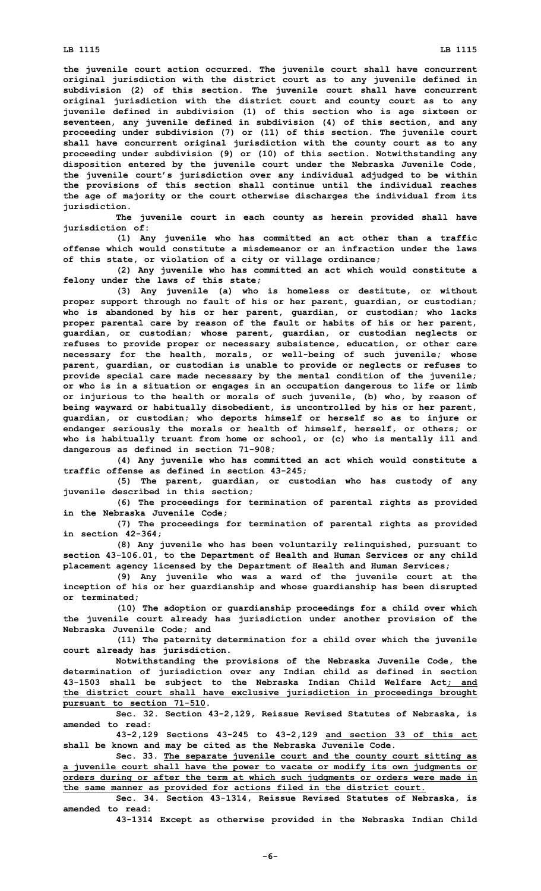the juvenile court action occurred. The juvenile court shall have concurrent original jurisdiction with the district court as to any juvenile defined in subdivision (2) of this section. The juvenile court shall have concurrent original jurisdiction with the district court and county court as to any juvenile defined in subdivision (1) of this section who is age sixteen or seventeen, any juvenile defined in subdivision (4) of this section, and any proceeding under subdivision (7) or (11) of this section. The juvenile court shall have concurrent original jurisdiction with the county court as to any proceeding under subdivision (9) or (10) of this section. Notwithstanding any disposition entered by the juvenile court under the Nebraska Juvenile Code, the juvenile court's jurisdiction over any individual adjudged to be within the provisions of this section shall continue until the individual reaches the age of majority or the court otherwise discharges the individual from its jurisdiction.

The juvenile court in each county as herein provided shall have jurisdiction of:

(1) Any juvenile who has committed an act other than a traffic offense which would constitute a misdemeanor or an infraction under the laws of this state, or violation of a city or village ordinance;

(2) Any juvenile who has committed an act which would constitute a felony under the laws of this state;

(3) Any juvenile (a) who is homeless or destitute, or without proper support through no fault of his or her parent, guardian, or custodian; who is abandoned by his or her parent, guardian, or custodian; who lacks proper parental care by reason of the fault or habits of his or her parent, guardian, or custodian; whose parent, guardian, or custodian neglects or refuses to provide proper or necessary subsistence, education, or other care necessary for the health, morals, or well-being of such juvenile; whose parent, guardian, or custodian is unable to provide or neglects or refuses to provide special care made necessary by the mental condition of the juvenile; or who is in a situation or engages in an occupation dangerous to life or limb or injurious to the health or morals of such juvenile, (b) who, by reason of being wayward or habitually disobedient, is uncontrolled by his or her parent, guardian, or custodian; who deports himself or herself so as to injure or endanger seriously the morals or health of himself, herself, or others; or who is habitually truant from home or school, or (c) who is mentally ill and dangerous as defined in section 71-908;

(4) Any juvenile who has committed an act which would constitute a traffic offense as defined in section 43-245;

(5) The parent, guardian, or custodian who has custody of any juvenile described in this section;

(6) The proceedings for termination of parental rights as provided in the Nebraska Juvenile Code;

(7) The proceedings for termination of parental rights as provided in section 42-364;

(8) Any juvenile who has been voluntarily relinquished, pursuant to section 43-106.01, to the Department of Health and Human Services or any child placement agency licensed by the Department of Health and Human Services;

(9) Any juvenile who was a ward of the juvenile court at the inception of his or her guardianship and whose guardianship has been disrupted or terminated;

(10) The adoption or guardianship proceedings for a child over which the juvenile court already has jurisdiction under another provision of the Nebraska Juvenile Code; and

(11) The paternity determination for a child over which the juvenile court already has jurisdiction.

Notwithstanding the provisions of the Nebraska Juvenile Code, the determination of jurisdiction over any Indian child as defined in section 43-1503 shall be subject to the Nebraska Indian Child Welfare Act; and the district court shall have exclusive jurisdiction in proceedings brought pursuant to section 71-510.

Sec. 32. Section 43-2,129, Reissue Revised Statutes of Nebraska, is amended to read:

43-2,129 Sections 43-245 to 43-2,129 and section 33 of this act shall be known and may be cited as the Nebraska Juvenile Code.

Sec. 33. The separate juvenile court and the county court sitting as a juvenile court shall have the power to vacate or modify its own judgments or orders during or after the term at which such judgments or orders were made in the same manner as provided for actions filed in the district court.

Sec. 34. Section 43-1314, Reissue Revised Statutes of Nebraska, is amended to read:

43-1314 Except as otherwise provided in the Nebraska Indian Child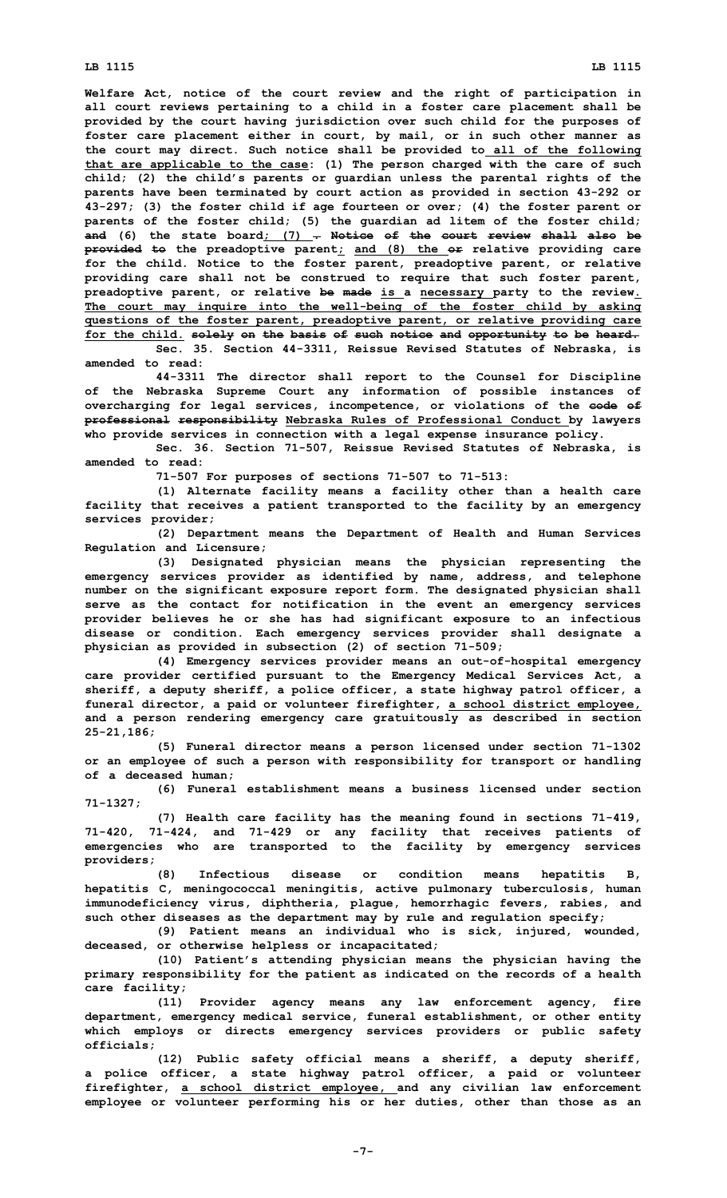Welfare Act, notice of the court review and the right of participation in all court reviews pertaining to a child in a foster care placement shall be provided by the court having jurisdiction over such child for the purposes of foster care placement either in court, by mail, or in such other manner as the court may direct. Such notice shall be provided to all of the following that are applicable to the case: (1) The person charged with the care of such child; (2) the child's parents or guardian unless the parental rights of the parents have been terminated by court action as provided in section 43-292 or 43-297; (3) the foster child if age fourteen or over; (4) the foster parent or parents of the foster child; (5) the guardian ad litem of the foster child; ~~and~~ (6) the state board; (7) ~~. Notice of the court review shall also be provided to~~ the preadoptive parent; and (8) the ~~or~~ relative providing care for the child. Notice to the foster parent, preadoptive parent, or relative providing care shall not be construed to require that such foster parent, preadoptive parent, or relative ~~be made~~ is a necessary party to the review. The court may inquire into the well-being of the foster child by asking questions of the foster parent, preadoptive parent, or relative providing care for the child. ~~solely on the basis of such notice and opportunity to be heard.~~

Sec. 35. Section 44-3311, Reissue Revised Statutes of Nebraska, is amended to read:

44-3311 The director shall report to the Counsel for Discipline of the Nebraska Supreme Court any information of possible instances of overcharging for legal services, incompetence, or violations of the ~~code of professional responsibility~~ Nebraska Rules of Professional Conduct by lawyers who provide services in connection with a legal expense insurance policy.

Sec. 36. Section 71-507, Reissue Revised Statutes of Nebraska, is amended to read:

71-507 For purposes of sections 71-507 to 71-513:

(1) Alternate facility means a facility other than a health care facility that receives a patient transported to the facility by an emergency services provider;

(2) Department means the Department of Health and Human Services Regulation and Licensure;

(3) Designated physician means the physician representing the emergency services provider as identified by name, address, and telephone number on the significant exposure report form. The designated physician shall serve as the contact for notification in the event an emergency services provider believes he or she has had significant exposure to an infectious disease or condition. Each emergency services provider shall designate a physician as provided in subsection (2) of section 71-509;

(4) Emergency services provider means an out-of-hospital emergency care provider certified pursuant to the Emergency Medical Services Act, a sheriff, a deputy sheriff, a police officer, a state highway patrol officer, a funeral director, a paid or volunteer firefighter, a school district employee, and a person rendering emergency care gratuitously as described in section 25-21,186;

(5) Funeral director means a person licensed under section 71-1302 or an employee of such a person with responsibility for transport or handling of a deceased human;

(6) Funeral establishment means a business licensed under section 71-1327;

(7) Health care facility has the meaning found in sections 71-419, 71-420, 71-424, and 71-429 or any facility that receives patients of emergencies who are transported to the facility by emergency services providers;

(8) Infectious disease or condition means hepatitis B, hepatitis C, meningococcal meningitis, active pulmonary tuberculosis, human immunodeficiency virus, diphtheria, plague, hemorrhagic fevers, rabies, and such other diseases as the department may by rule and regulation specify;

(9) Patient means an individual who is sick, injured, wounded, deceased, or otherwise helpless or incapacitated;

(10) Patient's attending physician means the physician having the primary responsibility for the patient as indicated on the records of a health care facility;

(11) Provider agency means any law enforcement agency, fire department, emergency medical service, funeral establishment, or other entity which employs or directs emergency services providers or public safety officials;

(12) Public safety official means a sheriff, a deputy sheriff, a police officer, a state highway patrol officer, a paid or volunteer firefighter, a school district employee, and any civilian law enforcement employee or volunteer performing his or her duties, other than those as an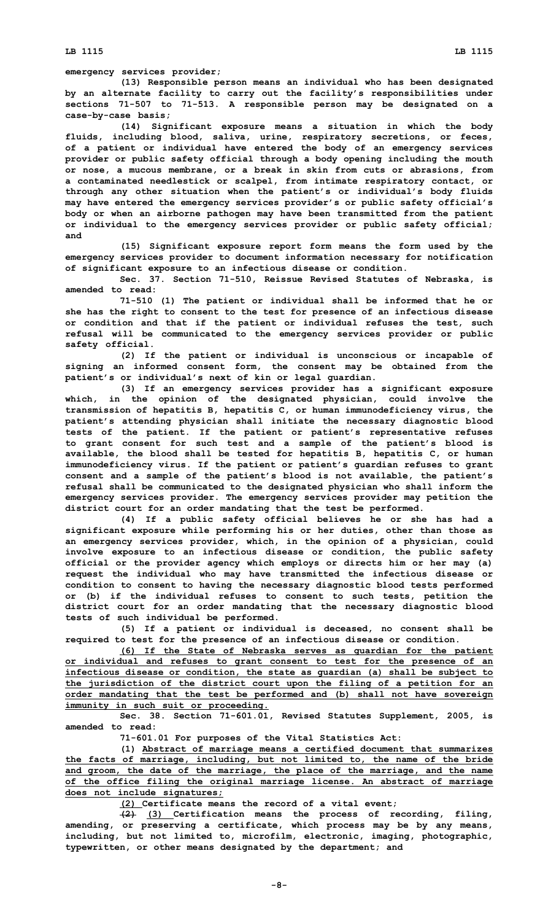emergency services provider;

(13) Responsible person means an individual who has been designated by an alternate facility to carry out the facility's responsibilities under sections 71-507 to 71-513. A responsible person may be designated on a case-by-case basis;

(14) Significant exposure means a situation in which the body fluids, including blood, saliva, urine, respiratory secretions, or feces, of a patient or individual have entered the body of an emergency services provider or public safety official through a body opening including the mouth or nose, a mucous membrane, or a break in skin from cuts or abrasions, from a contaminated needlestick or scalpel, from intimate respiratory contact, or through any other situation when the patient's or individual's body fluids may have entered the emergency services provider's or public safety official's body or when an airborne pathogen may have been transmitted from the patient or individual to the emergency services provider or public safety official; and

(15) Significant exposure report form means the form used by the emergency services provider to document information necessary for notification of significant exposure to an infectious disease or condition.

Sec. 37. Section 71-510, Reissue Revised Statutes of Nebraska, is amended to read:

71-510 (1) The patient or individual shall be informed that he or she has the right to consent to the test for presence of an infectious disease or condition and that if the patient or individual refuses the test, such refusal will be communicated to the emergency services provider or public safety official.

(2) If the patient or individual is unconscious or incapable of signing an informed consent form, the consent may be obtained from the patient's or individual's next of kin or legal guardian.

(3) If an emergency services provider has a significant exposure which, in the opinion of the designated physician, could involve the transmission of hepatitis B, hepatitis C, or human immunodeficiency virus, the patient's attending physician shall initiate the necessary diagnostic blood tests of the patient. If the patient or patient's representative refuses to grant consent for such test and a sample of the patient's blood is available, the blood shall be tested for hepatitis B, hepatitis C, or human immunodeficiency virus. If the patient or patient's guardian refuses to grant consent and a sample of the patient's blood is not available, the patient's refusal shall be communicated to the designated physician who shall inform the emergency services provider. The emergency services provider may petition the district court for an order mandating that the test be performed.

(4) If a public safety official believes he or she has had a significant exposure while performing his or her duties, other than those as an emergency services provider, which, in the opinion of a physician, could involve exposure to an infectious disease or condition, the public safety official or the provider agency which employs or directs him or her may (a) request the individual who may have transmitted the infectious disease or condition to consent to having the necessary diagnostic blood tests performed or (b) if the individual refuses to consent to such tests, petition the district court for an order mandating that the necessary diagnostic blood tests of such individual be performed.

(5) If a patient or individual is deceased, no consent shall be required to test for the presence of an infectious disease or condition.

(6) If the State of Nebraska serves as guardian for the patient or individual and refuses to grant consent to test for the presence of an infectious disease or condition, the state as guardian (a) shall be subject to the jurisdiction of the district court upon the filing of a petition for an order mandating that the test be performed and (b) shall not have sovereign immunity in such suit or proceeding.

Sec. 38. Section 71-601.01, Revised Statutes Supplement, 2005, is amended to read:

71-601.01 For purposes of the Vital Statistics Act:

(1) Abstract of marriage means a certified document that summarizes the facts of marriage, including, but not limited to, the name of the bride and groom, the date of the marriage, the place of the marriage, and the name of the office filing the original marriage license. An abstract of marriage does not include signatures;

(2) Certificate means the record of a vital event;

~~(2)~~ (3) Certification means the process of recording, filing, amending, or preserving a certificate, which process may be by any means, including, but not limited to, microfilm, electronic, imaging, photographic, typewritten, or other means designated by the department; and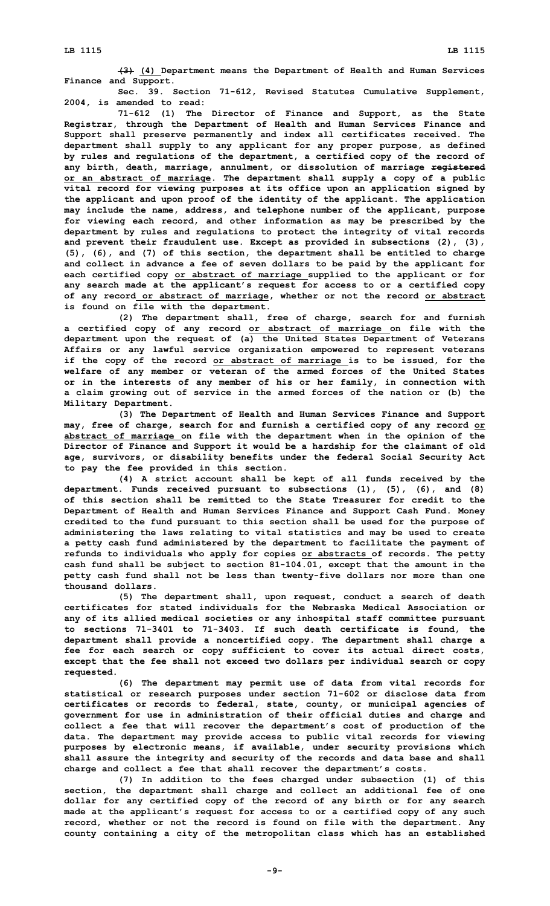~~(3)~~ <u>(4)</u> Department means the Department of Health and Human Services Finance and Support.

Sec. 39. Section 71-612, Revised Statutes Cumulative Supplement, 2004, is amended to read:

71-612 (1) The Director of Finance and Support, as the State Registrar, through the Department of Health and Human Services Finance and Support shall preserve permanently and index all certificates received. The department shall supply to any applicant for any proper purpose, as defined by rules and regulations of the department, a certified copy of the record of any birth, death, marriage, annulment, or dissolution of marriage ~~registered~~ <u>or an abstract of marriage</u>. The department shall supply a copy of a public vital record for viewing purposes at its office upon an application signed by the applicant and upon proof of the identity of the applicant. The application may include the name, address, and telephone number of the applicant, purpose for viewing each record, and other information as may be prescribed by the department by rules and regulations to protect the integrity of vital records and prevent their fraudulent use. Except as provided in subsections (2), (3), (5), (6), and (7) of this section, the department shall be entitled to charge and collect in advance a fee of seven dollars to be paid by the applicant for each certified copy <u>or abstract of marriage</u> supplied to the applicant or for any search made at the applicant's request for access to or a certified copy of any record <u>or abstract of marriage</u>, whether or not the record <u>or abstract</u> is found on file with the department.

(2) The department shall, free of charge, search for and furnish a certified copy of any record <u>or abstract of marriage</u> on file with the department upon the request of (a) the United States Department of Veterans Affairs or any lawful service organization empowered to represent veterans if the copy of the record <u>or abstract of marriage</u> is to be issued, for the welfare of any member or veteran of the armed forces of the United States or in the interests of any member of his or her family, in connection with a claim growing out of service in the armed forces of the nation or (b) the Military Department.

(3) The Department of Health and Human Services Finance and Support may, free of charge, search for and furnish a certified copy of any record <u>or abstract of marriage</u> on file with the department when in the opinion of the Director of Finance and Support it would be a hardship for the claimant of old age, survivors, or disability benefits under the federal Social Security Act to pay the fee provided in this section.

(4) A strict account shall be kept of all funds received by the department. Funds received pursuant to subsections (1), (5), (6), and (8) of this section shall be remitted to the State Treasurer for credit to the Department of Health and Human Services Finance and Support Cash Fund. Money credited to the fund pursuant to this section shall be used for the purpose of administering the laws relating to vital statistics and may be used to create a petty cash fund administered by the department to facilitate the payment of refunds to individuals who apply for copies <u>or abstracts</u> of records. The petty cash fund shall be subject to section 81-104.01, except that the amount in the petty cash fund shall not be less than twenty-five dollars nor more than one thousand dollars.

(5) The department shall, upon request, conduct a search of death certificates for stated individuals for the Nebraska Medical Association or any of its allied medical societies or any inhospital staff committee pursuant to sections 71-3401 to 71-3403. If such death certificate is found, the department shall provide a noncertified copy. The department shall charge a fee for each search or copy sufficient to cover its actual direct costs, except that the fee shall not exceed two dollars per individual search or copy requested.

(6) The department may permit use of data from vital records for statistical or research purposes under section 71-602 or disclose data from certificates or records to federal, state, county, or municipal agencies of government for use in administration of their official duties and charge and collect a fee that will recover the department's cost of production of the data. The department may provide access to public vital records for viewing purposes by electronic means, if available, under security provisions which shall assure the integrity and security of the records and data base and shall charge and collect a fee that shall recover the department's costs.

(7) In addition to the fees charged under subsection (1) of this section, the department shall charge and collect an additional fee of one dollar for any certified copy of the record of any birth or for any search made at the applicant's request for access to or a certified copy of any such record, whether or not the record is found on file with the department. Any county containing a city of the metropolitan class which has an established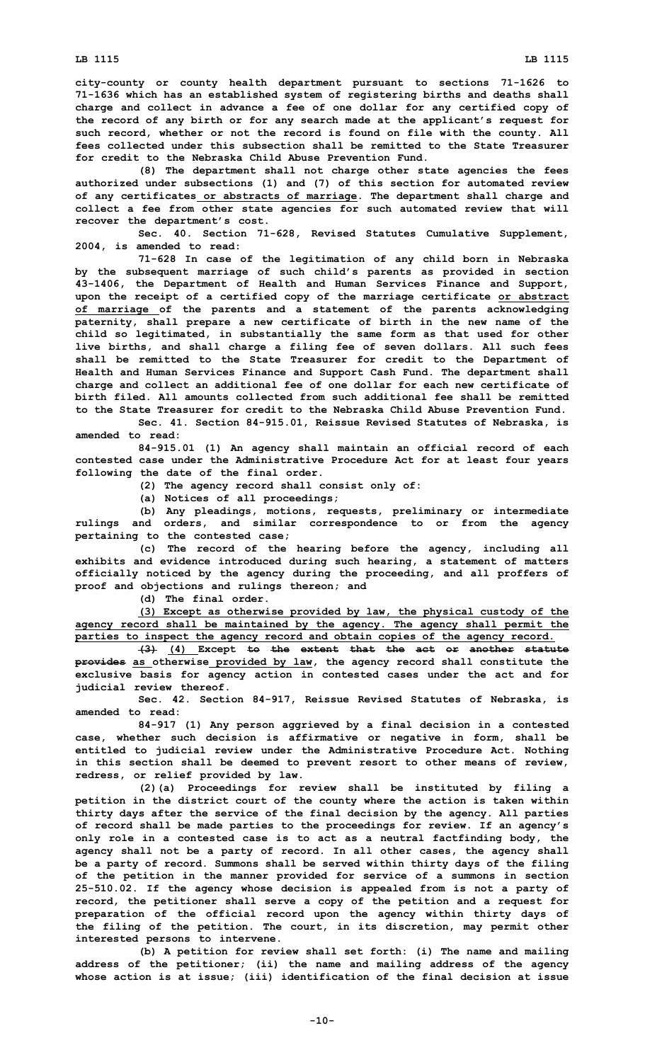city-county or county health department pursuant to sections 71-1626 to 71-1636 which has an established system of registering births and deaths shall charge and collect in advance a fee of one dollar for any certified copy of the record of any birth or for any search made at the applicant's request for such record, whether or not the record is found on file with the county. All fees collected under this subsection shall be remitted to the State Treasurer for credit to the Nebraska Child Abuse Prevention Fund.

(8) The department shall not charge other state agencies the fees authorized under subsections (1) and (7) of this section for automated review of any certificates or abstracts of marriage. The department shall charge and collect a fee from other state agencies for such automated review that will recover the department's cost.

Sec. 40. Section 71-628, Revised Statutes Cumulative Supplement, 2004, is amended to read:

71-628 In case of the legitimation of any child born in Nebraska by the subsequent marriage of such child's parents as provided in section 43-1406, the Department of Health and Human Services Finance and Support, upon the receipt of a certified copy of the marriage certificate or abstract of marriage of the parents and a statement of the parents acknowledging paternity, shall prepare a new certificate of birth in the new name of the child so legitimated, in substantially the same form as that used for other live births, and shall charge a filing fee of seven dollars. All such fees shall be remitted to the State Treasurer for credit to the Department of Health and Human Services Finance and Support Cash Fund. The department shall charge and collect an additional fee of one dollar for each new certificate of birth filed. All amounts collected from such additional fee shall be remitted to the State Treasurer for credit to the Nebraska Child Abuse Prevention Fund.

Sec. 41. Section 84-915.01, Reissue Revised Statutes of Nebraska, is amended to read:

84-915.01 (1) An agency shall maintain an official record of each contested case under the Administrative Procedure Act for at least four years following the date of the final order.

(2) The agency record shall consist only of:

(a) Notices of all proceedings;

(b) Any pleadings, motions, requests, preliminary or intermediate rulings and orders, and similar correspondence to or from the agency pertaining to the contested case;

(c) The record of the hearing before the agency, including all exhibits and evidence introduced during such hearing, a statement of matters officially noticed by the agency during the proceeding, and all proffers of proof and objections and rulings thereon; and

(d) The final order.

(3) Except as otherwise provided by law, the physical custody of the agency record shall be maintained by the agency. The agency shall permit the parties to inspect the agency record and obtain copies of the agency record.

~~(3)~~ (4) Except ~~to the extent that the act or another statute provides~~ as otherwise provided by law, the agency record shall constitute the exclusive basis for agency action in contested cases under the act and for judicial review thereof.

Sec. 42. Section 84-917, Reissue Revised Statutes of Nebraska, is amended to read:

84-917 (1) Any person aggrieved by a final decision in a contested case, whether such decision is affirmative or negative in form, shall be entitled to judicial review under the Administrative Procedure Act. Nothing in this section shall be deemed to prevent resort to other means of review, redress, or relief provided by law.

(2)(a) Proceedings for review shall be instituted by filing a petition in the district court of the county where the action is taken within thirty days after the service of the final decision by the agency. All parties of record shall be made parties to the proceedings for review. If an agency's only role in a contested case is to act as a neutral factfinding body, the agency shall not be a party of record. In all other cases, the agency shall be a party of record. Summons shall be served within thirty days of the filing of the petition in the manner provided for service of a summons in section 25-510.02. If the agency whose decision is appealed from is not a party of record, the petitioner shall serve a copy of the petition and a request for preparation of the official record upon the agency within thirty days of the filing of the petition. The court, in its discretion, may permit other interested persons to intervene.

(b) A petition for review shall set forth: (i) The name and mailing address of the petitioner; (ii) the name and mailing address of the agency whose action is at issue; (iii) identification of the final decision at issue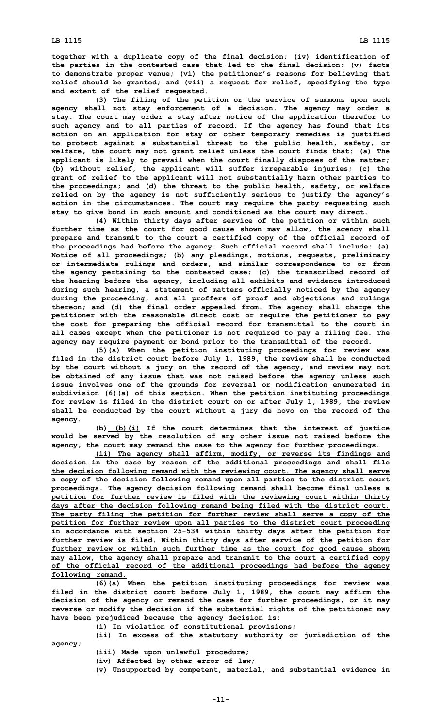together with a duplicate copy of the final decision; (iv) identification of the parties in the contested case that led to the final decision; (v) facts to demonstrate proper venue; (vi) the petitioner's reasons for believing that relief should be granted; and (vii) a request for relief, specifying the type and extent of the relief requested.

(3) The filing of the petition or the service of summons upon such agency shall not stay enforcement of a decision. The agency may order a stay. The court may order a stay after notice of the application therefor to such agency and to all parties of record. If the agency has found that its action on an application for stay or other temporary remedies is justified to protect against a substantial threat to the public health, safety, or welfare, the court may not grant relief unless the court finds that: (a) The applicant is likely to prevail when the court finally disposes of the matter; (b) without relief, the applicant will suffer irreparable injuries; (c) the grant of relief to the applicant will not substantially harm other parties to the proceedings; and (d) the threat to the public health, safety, or welfare relied on by the agency is not sufficiently serious to justify the agency's action in the circumstances. The court may require the party requesting such stay to give bond in such amount and conditioned as the court may direct.

(4) Within thirty days after service of the petition or within such further time as the court for good cause shown may allow, the agency shall prepare and transmit to the court a certified copy of the official record of the proceedings had before the agency. Such official record shall include: (a) Notice of all proceedings; (b) any pleadings, motions, requests, preliminary or intermediate rulings and orders, and similar correspondence to or from the agency pertaining to the contested case; (c) the transcribed record of the hearing before the agency, including all exhibits and evidence introduced during such hearing, a statement of matters officially noticed by the agency during the proceeding, and all proffers of proof and objections and rulings thereon; and (d) the final order appealed from. The agency shall charge the petitioner with the reasonable direct cost or require the petitioner to pay the cost for preparing the official record for transmittal to the court in all cases except when the petitioner is not required to pay a filing fee. The agency may require payment or bond prior to the transmittal of the record.

(5)(a) When the petition instituting proceedings for review was filed in the district court before July 1, 1989, the review shall be conducted by the court without a jury on the record of the agency, and review may not be obtained of any issue that was not raised before the agency unless such issue involves one of the grounds for reversal or modification enumerated in subdivision (6)(a) of this section. When the petition instituting proceedings for review is filed in the district court on or after July 1, 1989, the review shall be conducted by the court without a jury de novo on the record of the agency.

~~(b)~~ <u>(b)(i)</u> If the court determines that the interest of justice would be served by the resolution of any other issue not raised before the agency, the court may remand the case to the agency for further proceedings.

<u>(ii) The agency shall affirm, modify, or reverse its findings and decision in the case by reason of the additional proceedings and shall file the decision following remand with the reviewing court. The agency shall serve a copy of the decision following remand upon all parties to the district court proceedings. The agency decision following remand shall become final unless a petition for further review is filed with the reviewing court within thirty days after the decision following remand being filed with the district court. The party filing the petition for further review shall serve a copy of the petition for further review upon all parties to the district court proceeding in accordance with section 25-534 within thirty days after the petition for further review is filed. Within thirty days after service of the petition for further review or within such further time as the court for good cause shown may allow, the agency shall prepare and transmit to the court a certified copy of the official record of the additional proceedings had before the agency following remand.</u>

(6)(a) When the petition instituting proceedings for review was filed in the district court before July 1, 1989, the court may affirm the decision of the agency or remand the case for further proceedings, or it may reverse or modify the decision if the substantial rights of the petitioner may have been prejudiced because the agency decision is:

(i) In violation of constitutional provisions;

(ii) In excess of the statutory authority or jurisdiction of the agency;

(iii) Made upon unlawful procedure;

(iv) Affected by other error of law;

(v) Unsupported by competent, material, and substantial evidence in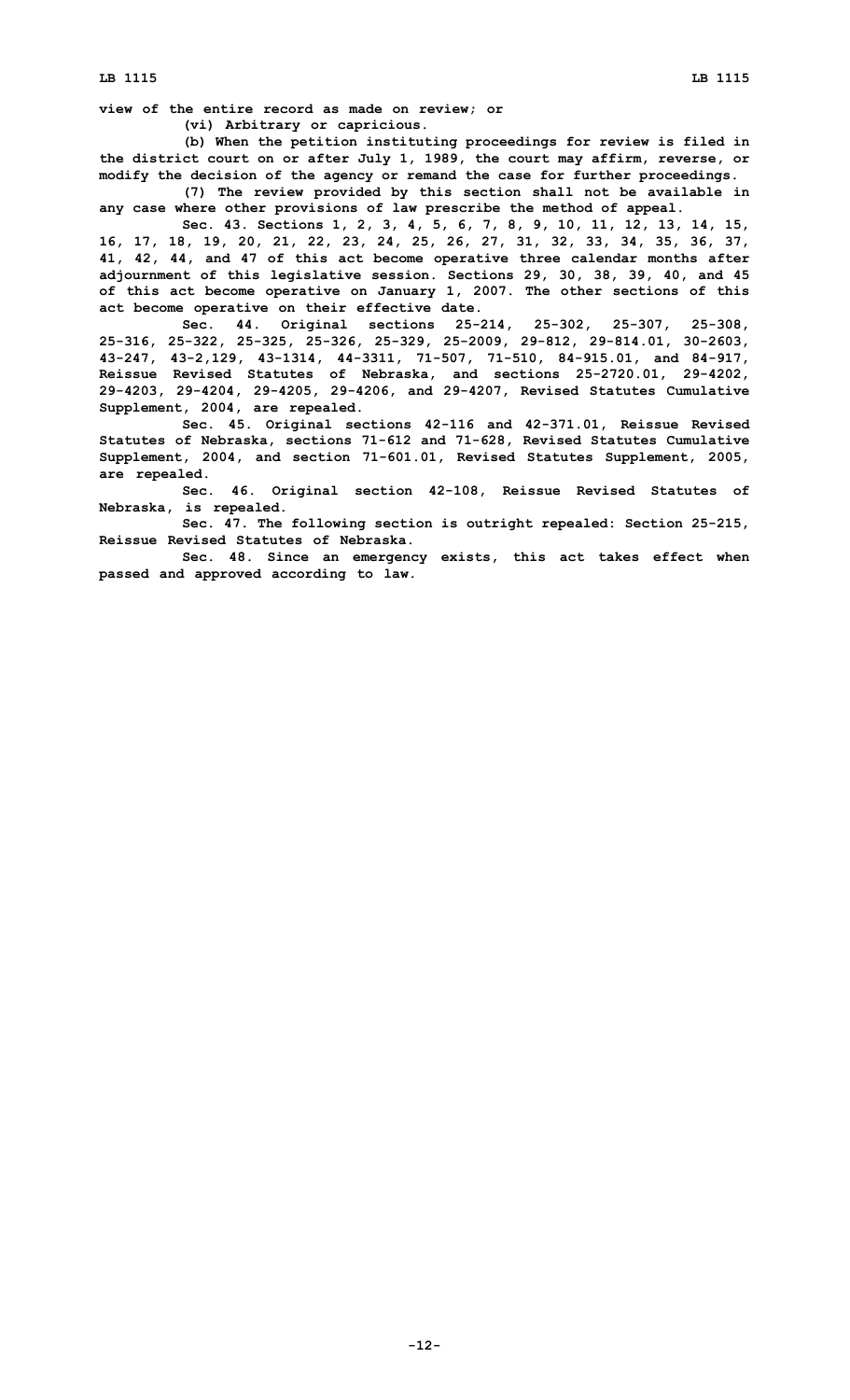view of the entire record as made on review; or

(vi) Arbitrary or capricious.

(b) When the petition instituting proceedings for review is filed in the district court on or after July 1, 1989, the court may affirm, reverse, or modify the decision of the agency or remand the case for further proceedings.

(7) The review provided by this section shall not be available in any case where other provisions of law prescribe the method of appeal.

Sec. 43. Sections 1, 2, 3, 4, 5, 6, 7, 8, 9, 10, 11, 12, 13, 14, 15, 16, 17, 18, 19, 20, 21, 22, 23, 24, 25, 26, 27, 31, 32, 33, 34, 35, 36, 37, 41, 42, 44, and 47 of this act become operative three calendar months after adjournment of this legislative session. Sections 29, 30, 38, 39, 40, and 45 of this act become operative on January 1, 2007. The other sections of this act become operative on their effective date.

Sec. 44. Original sections 25-214, 25-302, 25-307, 25-308, 25-316, 25-322, 25-325, 25-326, 25-329, 25-2009, 29-812, 29-814.01, 30-2603, 43-247, 43-2,129, 43-1314, 44-3311, 71-507, 71-510, 84-915.01, and 84-917, Reissue Revised Statutes of Nebraska, and sections 25-2720.01, 29-4202, 29-4203, 29-4204, 29-4205, 29-4206, and 29-4207, Revised Statutes Cumulative Supplement, 2004, are repealed.

Sec. 45. Original sections 42-116 and 42-371.01, Reissue Revised Statutes of Nebraska, sections 71-612 and 71-628, Revised Statutes Cumulative Supplement, 2004, and section 71-601.01, Revised Statutes Supplement, 2005, are repealed.

Sec. 46. Original section 42-108, Reissue Revised Statutes of Nebraska, is repealed.

Sec. 47. The following section is outright repealed: Section 25-215, Reissue Revised Statutes of Nebraska.

Sec. 48. Since an emergency exists, this act takes effect when passed and approved according to law.